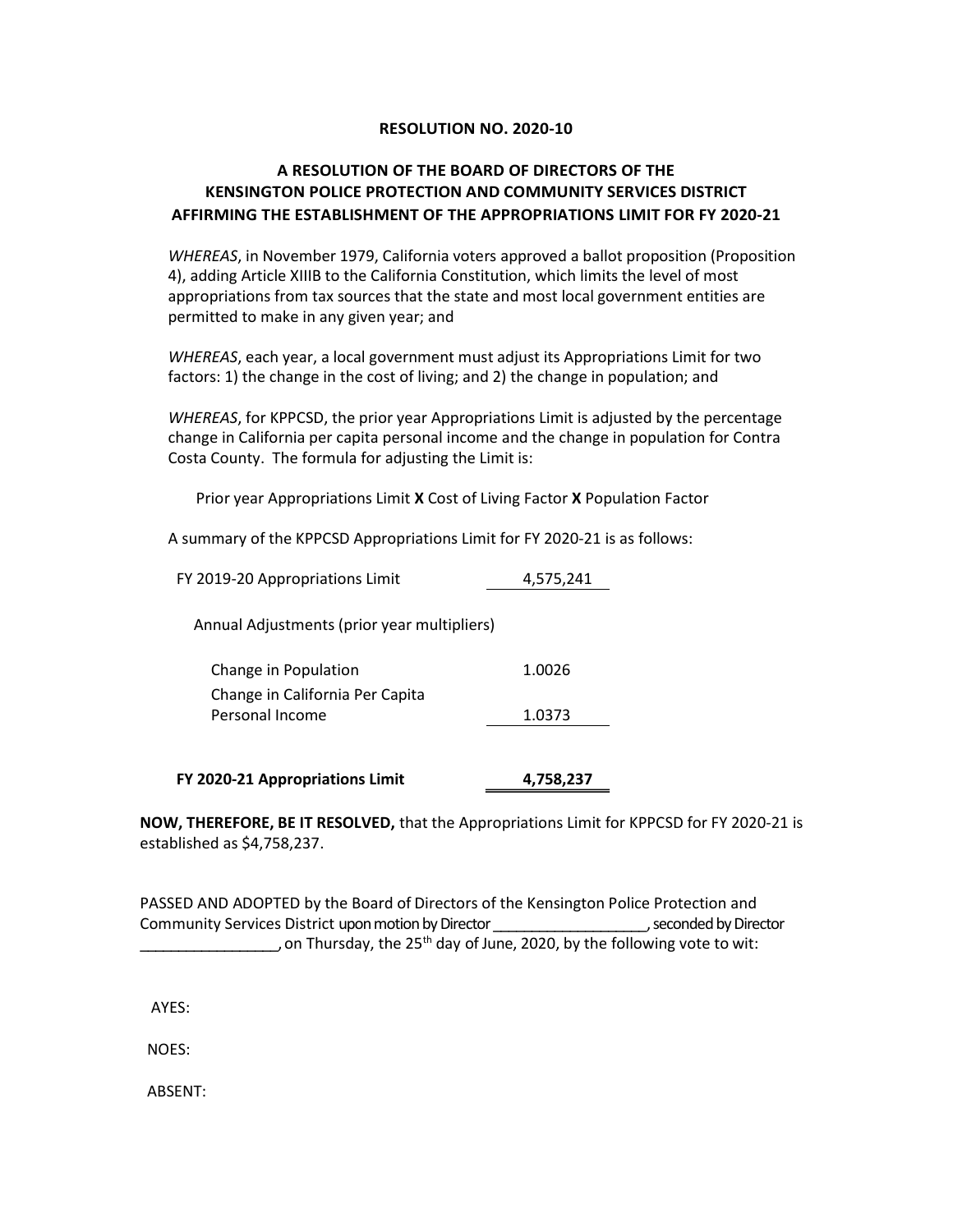**RESOLUTION NO. 2020-10**

**A RESOLUTION OF THE BOARD OF DIRECTORS OF THE KENSINGTON POLICE PROTECTION AND COMMUNITY SERVICES DISTRICT AFFIRMING THE ESTABLISHMENT OF THE APPROPRIATIONS LIMIT FOR FY 2020-21**

*WHEREAS*, in November 1979, California voters approved a ballot proposition (Proposition 4), adding Article XIIIB to the California Constitution, which limits the level of most appropriations from tax sources that the state and most local government entities are permitted to make in any given year; and

*WHEREAS*, each year, a local government must adjust its Appropriations Limit for two factors: 1) the change in the cost of living; and 2) the change in population; and

*WHEREAS*, for KPPCSD, the prior year Appropriations Limit is adjusted by the percentage change in California per capita personal income and the change in population for Contra Costa County. The formula for adjusting the Limit is:

Prior year Appropriations Limit **X** Cost of Living Factor **X** Population Factor

A summary of the KPPCSD Appropriations Limit for FY 2020-21 is as follows:

| | |
|---|---|
| FY 2019-20 Appropriations Limit | 4,575,241 |
| Annual Adjustments (prior year multipliers) | |
| Change in Population | 1.0026 |
| Change in California Per Capita Personal Income | 1.0373 |
| **FY 2020-21 Appropriations Limit** | **4,758,237** |

**NOW, THEREFORE, BE IT RESOLVED,** that the Appropriations Limit for KPPCSD for FY 2020-21 is established as $4,758,237.

PASSED AND ADOPTED by the Board of Directors of the Kensington Police Protection and Community Services District upon motion by Director ________________, seconded by Director ________________, on Thursday, the 25th day of June, 2020, by the following vote to wit:

AYES:

NOES:

ABSENT: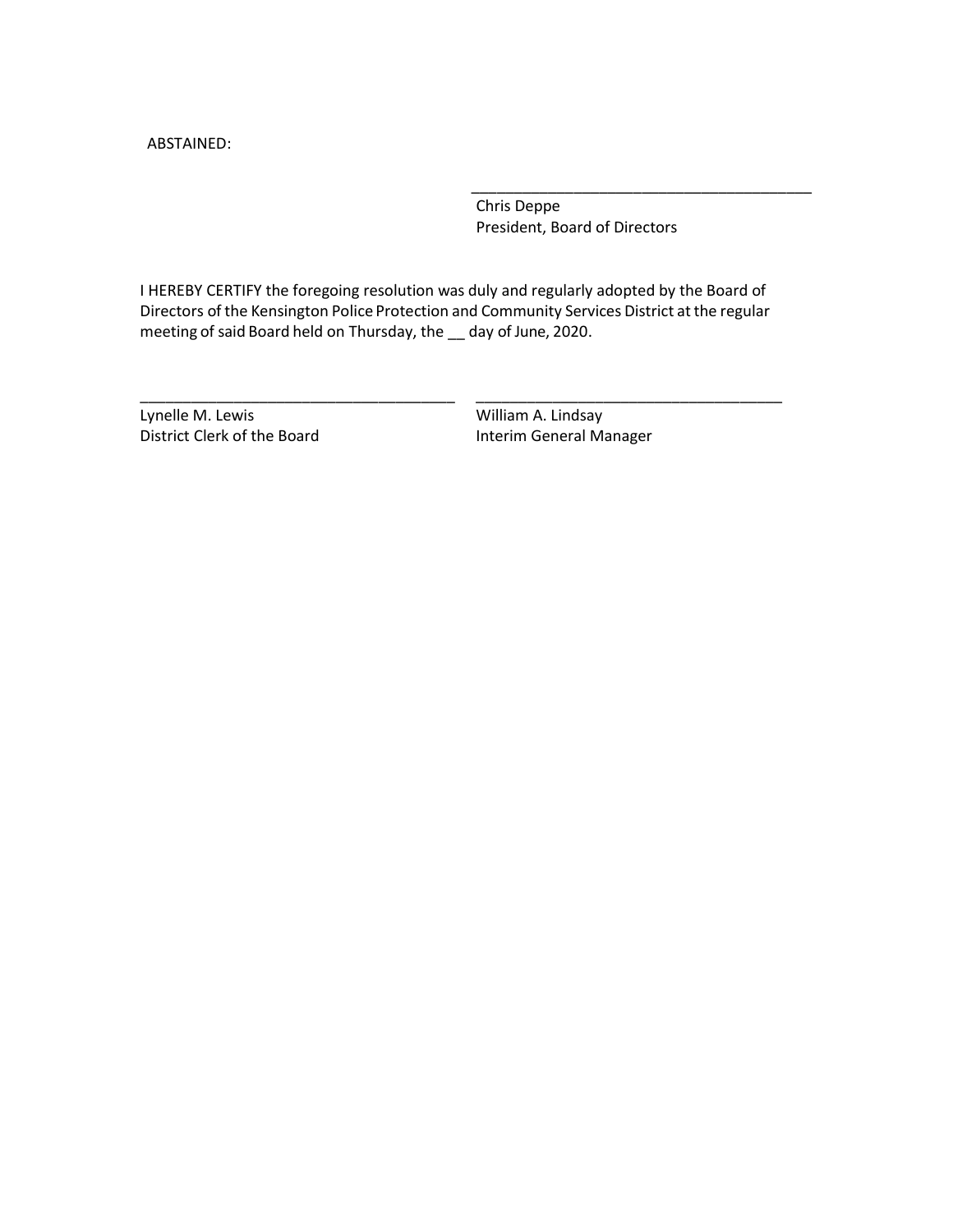ABSTAINED:

\_\_\_\_\_\_\_\_\_\_\_\_\_\_\_\_\_\_\_\_\_\_\_\_\_\_\_\_\_\_\_\_\_\_\_\_\_\_\_\_\_\_

Chris Deppe
President, Board of Directors

I HEREBY CERTIFY the foregoing resolution was duly and regularly adopted by the Board of Directors of the Kensington Police Protection and Community Services District at the regular meeting of said Board held on Thursday, the __ day of June, 2020.

\_\_\_\_\_\_\_\_\_\_\_\_\_\_\_\_\_\_\_\_\_\_\_\_\_\_\_\_\_\_\_\_\_\_\_\_\_\_\_\_

Lynelle M. Lewis
District Clerk of the Board

\_\_\_\_\_\_\_\_\_\_\_\_\_\_\_\_\_\_\_\_\_\_\_\_\_\_\_\_\_\_\_\_\_\_\_\_\_\_\_\_

William A. Lindsay
Interim General Manager